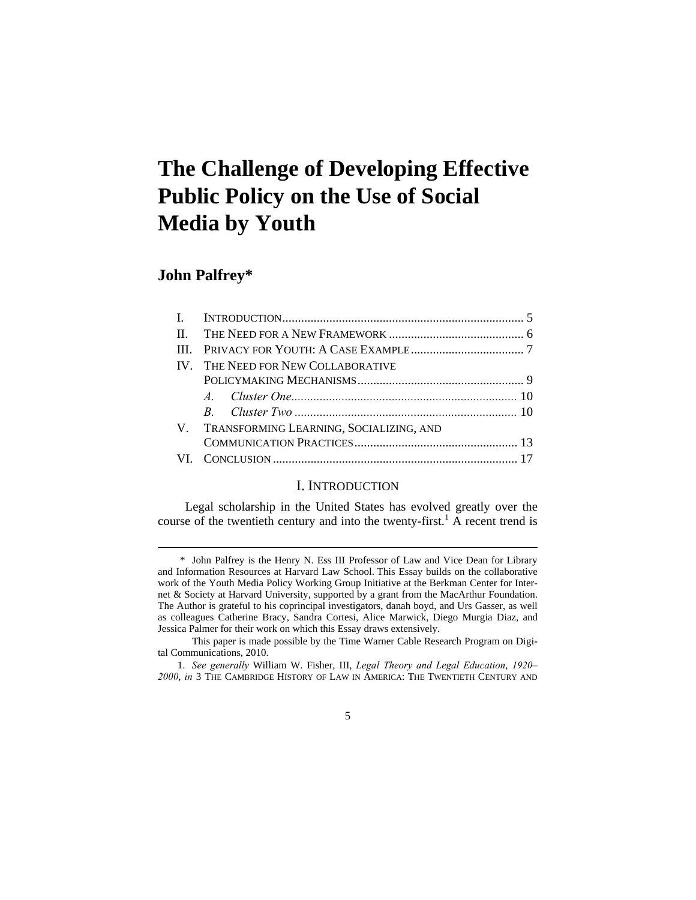# The Challenge of Developing Effective Public Policy on the Use of Social Media by Youth

**John Palfrey***

I. INTRODUCTION ... 5
II. THE NEED FOR A NEW FRAMEWORK ... 6
III. PRIVACY FOR YOUTH: A CASE EXAMPLE ... 7
IV. THE NEED FOR NEW COLLABORATIVE POLICYMAKING MECHANISMS ... 9
 *A. Cluster One* ... 10
 *B. Cluster Two* ... 10
V. TRANSFORMING LEARNING, SOCIALIZING, AND COMMUNICATION PRACTICES ... 13
VI. CONCLUSION ... 17

## I. INTRODUCTION

Legal scholarship in the United States has evolved greatly over the course of the twentieth century and into the twenty-first.[1] A recent trend is

---

\* John Palfrey is the Henry N. Ess III Professor of Law and Vice Dean for Library and Information Resources at Harvard Law School. This Essay builds on the collaborative work of the Youth Media Policy Working Group Initiative at the Berkman Center for Internet & Society at Harvard University, supported by a grant from the MacArthur Foundation. The Author is grateful to his coprincipal investigators, danah boyd, and Urs Gasser, as well as colleagues Catherine Bracy, Sandra Cortesi, Alice Marwick, Diego Murgia Diaz, and Jessica Palmer for their work on which this Essay draws extensively.

This paper is made possible by the Time Warner Cable Research Program on Digital Communications, 2010.

1. *See generally* William W. Fisher, III, *Legal Theory and Legal Education, 1920–2000*, *in* 3 THE CAMBRIDGE HISTORY OF LAW IN AMERICA: THE TWENTIETH CENTURY AND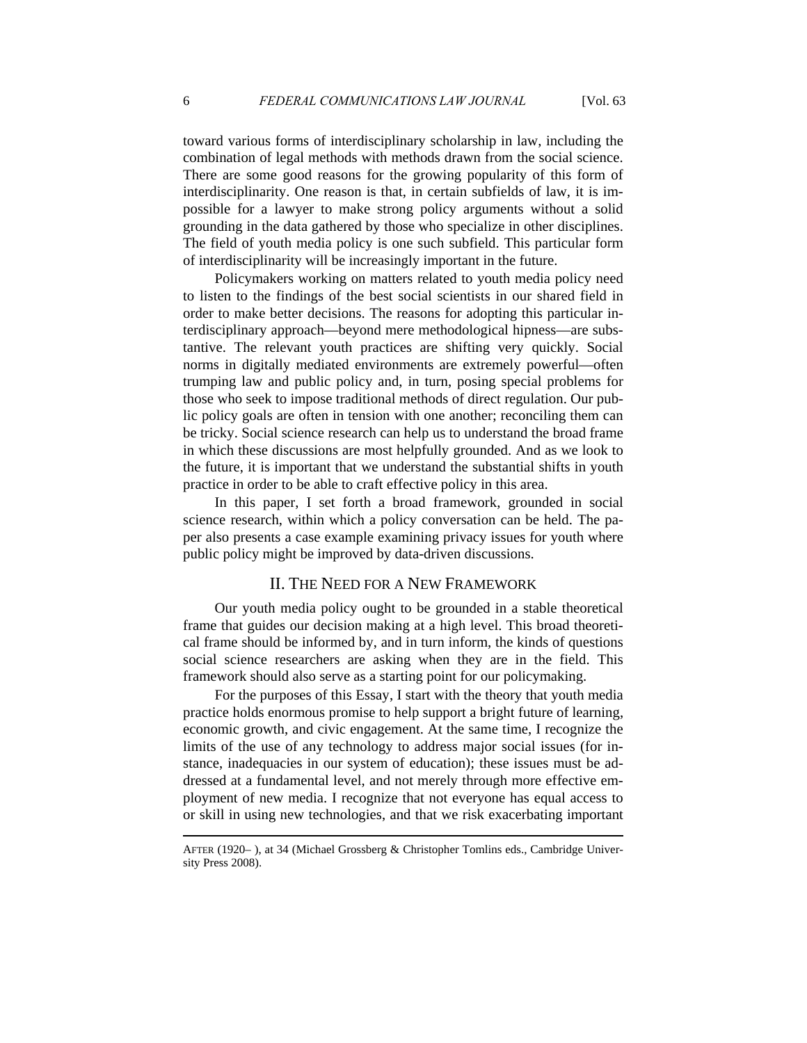toward various forms of interdisciplinary scholarship in law, including the combination of legal methods with methods drawn from the social science. There are some good reasons for the growing popularity of this form of interdisciplinarity. One reason is that, in certain subfields of law, it is impossible for a lawyer to make strong policy arguments without a solid grounding in the data gathered by those who specialize in other disciplines. The field of youth media policy is one such subfield. This particular form of interdisciplinarity will be increasingly important in the future.

Policymakers working on matters related to youth media policy need to listen to the findings of the best social scientists in our shared field in order to make better decisions. The reasons for adopting this particular interdisciplinary approach—beyond mere methodological hipness—are substantive. The relevant youth practices are shifting very quickly. Social norms in digitally mediated environments are extremely powerful—often trumping law and public policy and, in turn, posing special problems for those who seek to impose traditional methods of direct regulation. Our public policy goals are often in tension with one another; reconciling them can be tricky. Social science research can help us to understand the broad frame in which these discussions are most helpfully grounded. And as we look to the future, it is important that we understand the substantial shifts in youth practice in order to be able to craft effective policy in this area.

In this paper, I set forth a broad framework, grounded in social science research, within which a policy conversation can be held. The paper also presents a case example examining privacy issues for youth where public policy might be improved by data-driven discussions.

## II. The Need for a New Framework

Our youth media policy ought to be grounded in a stable theoretical frame that guides our decision making at a high level. This broad theoretical frame should be informed by, and in turn inform, the kinds of questions social science researchers are asking when they are in the field. This framework should also serve as a starting point for our policymaking.

For the purposes of this Essay, I start with the theory that youth media practice holds enormous promise to help support a bright future of learning, economic growth, and civic engagement. At the same time, I recognize the limits of the use of any technology to address major social issues (for instance, inadequacies in our system of education); these issues must be addressed at a fundamental level, and not merely through more effective employment of new media. I recognize that not everyone has equal access to or skill in using new technologies, and that we risk exacerbating important

---

AFTER (1920– ), at 34 (Michael Grossberg & Christopher Tomlins eds., Cambridge University Press 2008).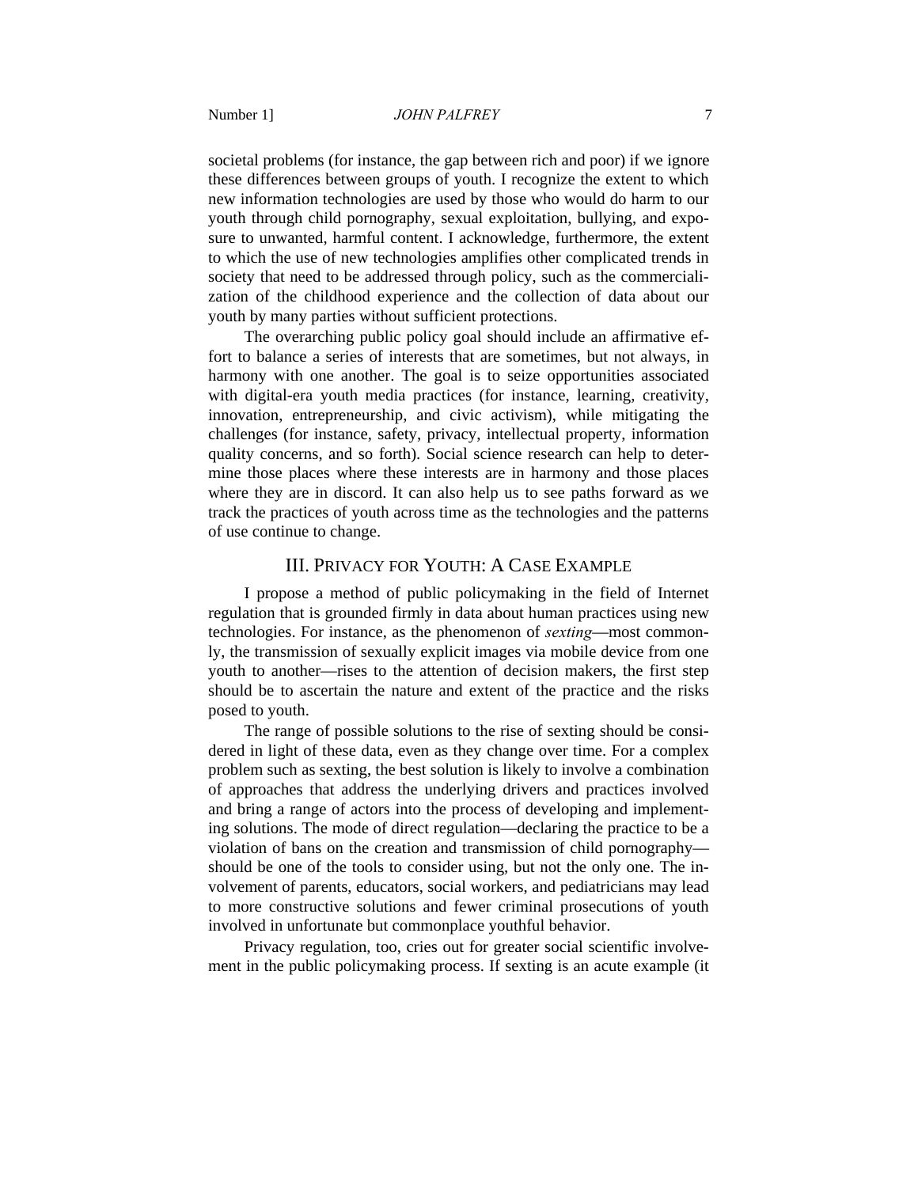societal problems (for instance, the gap between rich and poor) if we ignore these differences between groups of youth. I recognize the extent to which new information technologies are used by those who would do harm to our youth through child pornography, sexual exploitation, bullying, and exposure to unwanted, harmful content. I acknowledge, furthermore, the extent to which the use of new technologies amplifies other complicated trends in society that need to be addressed through policy, such as the commercialization of the childhood experience and the collection of data about our youth by many parties without sufficient protections.

The overarching public policy goal should include an affirmative effort to balance a series of interests that are sometimes, but not always, in harmony with one another. The goal is to seize opportunities associated with digital-era youth media practices (for instance, learning, creativity, innovation, entrepreneurship, and civic activism), while mitigating the challenges (for instance, safety, privacy, intellectual property, information quality concerns, and so forth). Social science research can help to determine those places where these interests are in harmony and those places where they are in discord. It can also help us to see paths forward as we track the practices of youth across time as the technologies and the patterns of use continue to change.

## III. Privacy for Youth: A Case Example

I propose a method of public policymaking in the field of Internet regulation that is grounded firmly in data about human practices using new technologies. For instance, as the phenomenon of *sexting*—most commonly, the transmission of sexually explicit images via mobile device from one youth to another—rises to the attention of decision makers, the first step should be to ascertain the nature and extent of the practice and the risks posed to youth.

The range of possible solutions to the rise of sexting should be considered in light of these data, even as they change over time. For a complex problem such as sexting, the best solution is likely to involve a combination of approaches that address the underlying drivers and practices involved and bring a range of actors into the process of developing and implementing solutions. The mode of direct regulation—declaring the practice to be a violation of bans on the creation and transmission of child pornography—should be one of the tools to consider using, but not the only one. The involvement of parents, educators, social workers, and pediatricians may lead to more constructive solutions and fewer criminal prosecutions of youth involved in unfortunate but commonplace youthful behavior.

Privacy regulation, too, cries out for greater social scientific involvement in the public policymaking process. If sexting is an acute example (it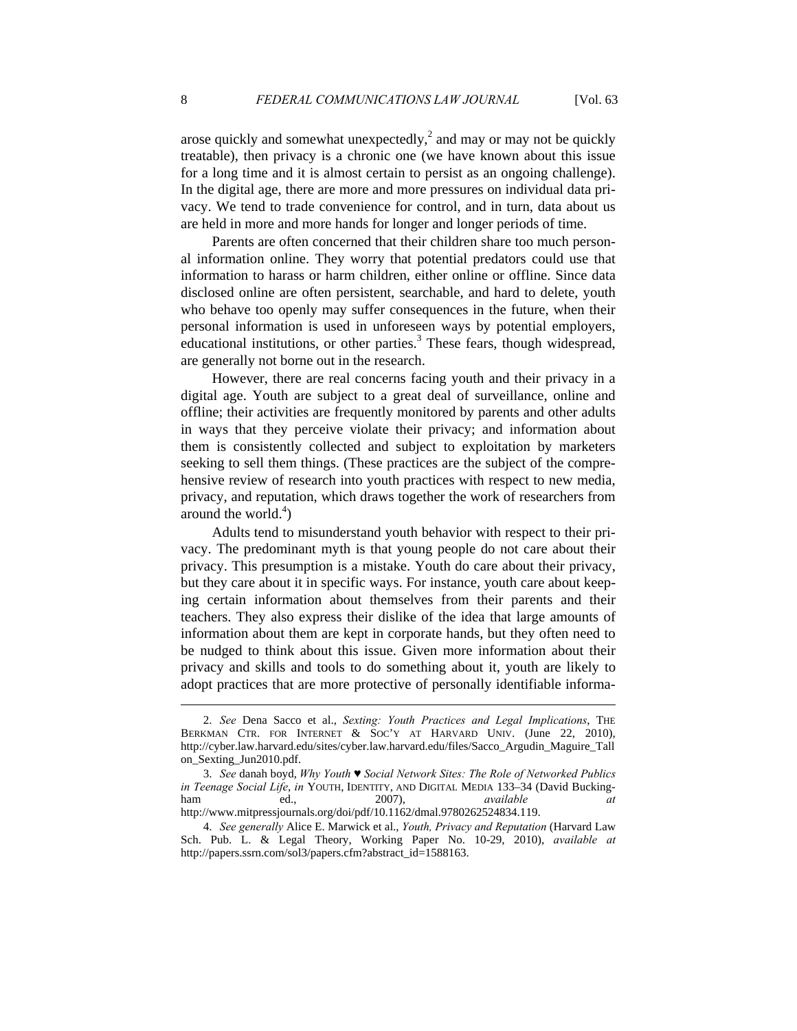arose quickly and somewhat unexpectedly,[2] and may or may not be quickly treatable), then privacy is a chronic one (we have known about this issue for a long time and it is almost certain to persist as an ongoing challenge). In the digital age, there are more and more pressures on individual data privacy. We tend to trade convenience for control, and in turn, data about us are held in more and more hands for longer and longer periods of time.

Parents are often concerned that their children share too much personal information online. They worry that potential predators could use that information to harass or harm children, either online or offline. Since data disclosed online are often persistent, searchable, and hard to delete, youth who behave too openly may suffer consequences in the future, when their personal information is used in unforeseen ways by potential employers, educational institutions, or other parties.[3] These fears, though widespread, are generally not borne out in the research.

However, there are real concerns facing youth and their privacy in a digital age. Youth are subject to a great deal of surveillance, online and offline; their activities are frequently monitored by parents and other adults in ways that they perceive violate their privacy; and information about them is consistently collected and subject to exploitation by marketers seeking to sell them things. (These practices are the subject of the comprehensive review of research into youth practices with respect to new media, privacy, and reputation, which draws together the work of researchers from around the world.[4])

Adults tend to misunderstand youth behavior with respect to their privacy. The predominant myth is that young people do not care about their privacy. This presumption is a mistake. Youth do care about their privacy, but they care about it in specific ways. For instance, youth care about keeping certain information about themselves from their parents and their teachers. They also express their dislike of the idea that large amounts of information about them are kept in corporate hands, but they often need to be nudged to think about this issue. Given more information about their privacy and skills and tools to do something about it, youth are likely to adopt practices that are more protective of personally identifiable informa-

---

2. *See* Dena Sacco et al., *Sexting: Youth Practices and Legal Implications*, THE BERKMAN CTR. FOR INTERNET & SOC'Y AT HARVARD UNIV. (June 22, 2010), http://cyber.law.harvard.edu/sites/cyber.law.harvard.edu/files/Sacco_Argudin_Maguire_Tallon_Sexting_Jun2010.pdf.

3. *See* danah boyd, *Why Youth ♥ Social Network Sites: The Role of Networked Publics in Teenage Social Life*, *in* YOUTH, IDENTITY, AND DIGITAL MEDIA 133–34 (David Buckingham ed., 2007), *available at* http://www.mitpressjournals.org/doi/pdf/10.1162/dmal.9780262524834.119.

4. *See generally* Alice E. Marwick et al., *Youth, Privacy and Reputation* (Harvard Law Sch. Pub. L. & Legal Theory, Working Paper No. 10-29, 2010), *available at* http://papers.ssrn.com/sol3/papers.cfm?abstract_id=1588163.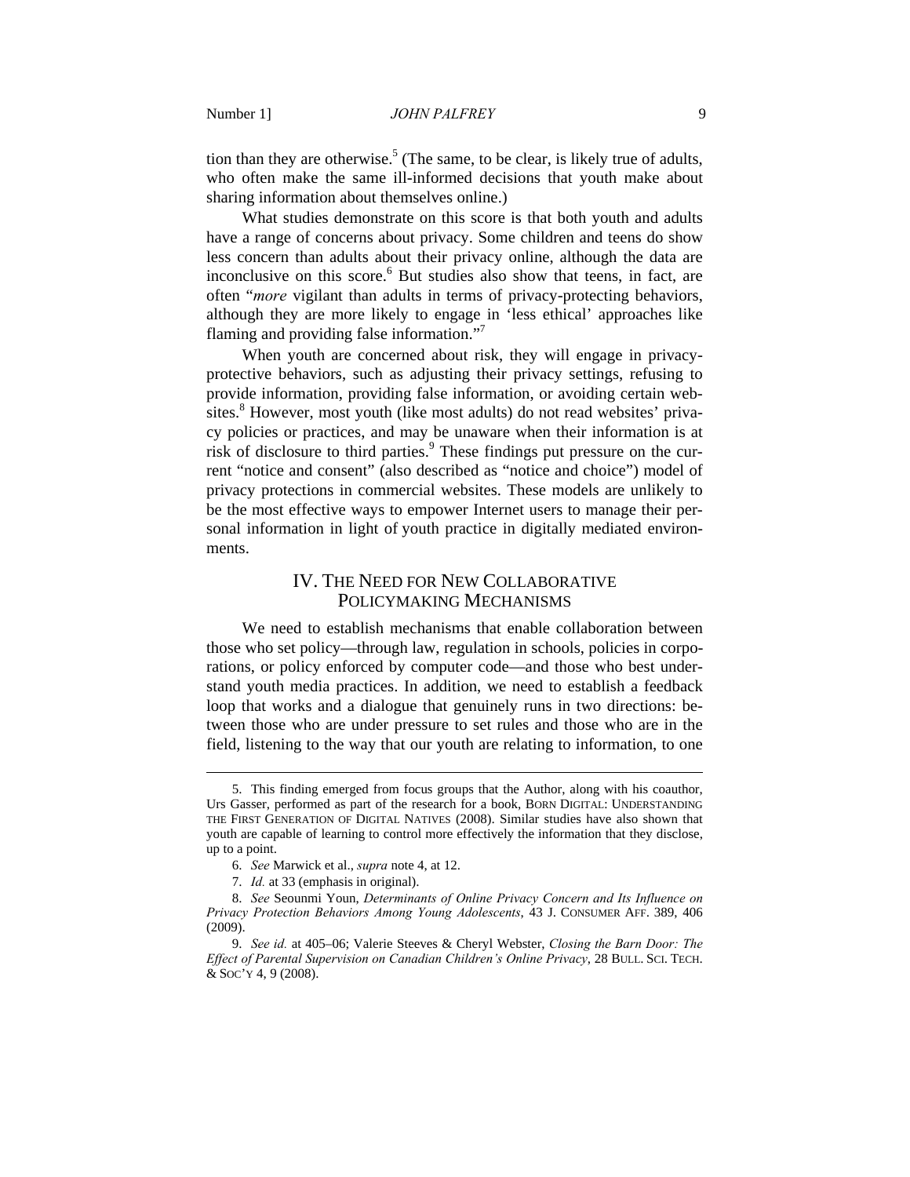tion than they are otherwise.[5] (The same, to be clear, is likely true of adults, who often make the same ill-informed decisions that youth make about sharing information about themselves online.)

What studies demonstrate on this score is that both youth and adults have a range of concerns about privacy. Some children and teens do show less concern than adults about their privacy online, although the data are inconclusive on this score.[6] But studies also show that teens, in fact, are often "*more* vigilant than adults in terms of privacy-protecting behaviors, although they are more likely to engage in 'less ethical' approaches like flaming and providing false information."[7]

When youth are concerned about risk, they will engage in privacy-protective behaviors, such as adjusting their privacy settings, refusing to provide information, providing false information, or avoiding certain websites.[8] However, most youth (like most adults) do not read websites' privacy policies or practices, and may be unaware when their information is at risk of disclosure to third parties.[9] These findings put pressure on the current "notice and consent" (also described as "notice and choice") model of privacy protections in commercial websites. These models are unlikely to be the most effective ways to empower Internet users to manage their personal information in light of youth practice in digitally mediated environments.

## IV. The Need for New Collaborative Policymaking Mechanisms

We need to establish mechanisms that enable collaboration between those who set policy—through law, regulation in schools, policies in corporations, or policy enforced by computer code—and those who best understand youth media practices. In addition, we need to establish a feedback loop that works and a dialogue that genuinely runs in two directions: between those who are under pressure to set rules and those who are in the field, listening to the way that our youth are relating to information, to one

---

5. This finding emerged from focus groups that the Author, along with his coauthor, Urs Gasser, performed as part of the research for a book, BORN DIGITAL: UNDERSTANDING THE FIRST GENERATION OF DIGITAL NATIVES (2008). Similar studies have also shown that youth are capable of learning to control more effectively the information that they disclose, up to a point.

6. *See* Marwick et al., *supra* note 4, at 12.

7. *Id.* at 33 (emphasis in original).

8. *See* Seounmi Youn, *Determinants of Online Privacy Concern and Its Influence on Privacy Protection Behaviors Among Young Adolescents*, 43 J. CONSUMER AFF. 389, 406 (2009).

9. *See id.* at 405–06; Valerie Steeves & Cheryl Webster, *Closing the Barn Door: The Effect of Parental Supervision on Canadian Children's Online Privacy*, 28 BULL. SCI. TECH. & SOC'Y 4, 9 (2008).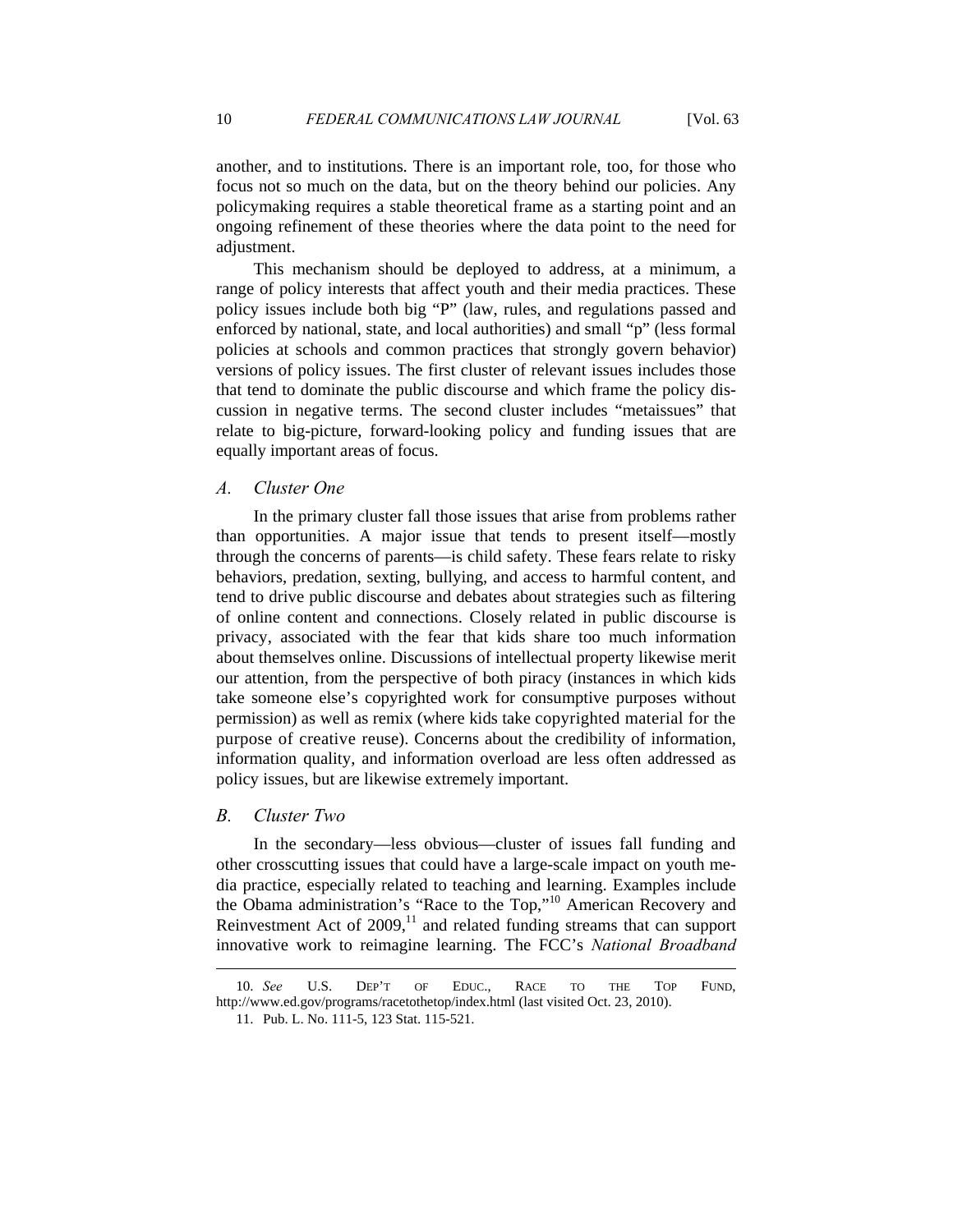another, and to institutions. There is an important role, too, for those who focus not so much on the data, but on the theory behind our policies. Any policymaking requires a stable theoretical frame as a starting point and an ongoing refinement of these theories where the data point to the need for adjustment.

This mechanism should be deployed to address, at a minimum, a range of policy interests that affect youth and their media practices. These policy issues include both big "P" (law, rules, and regulations passed and enforced by national, state, and local authorities) and small "p" (less formal policies at schools and common practices that strongly govern behavior) versions of policy issues. The first cluster of relevant issues includes those that tend to dominate the public discourse and which frame the policy discussion in negative terms. The second cluster includes "metaissues" that relate to big-picture, forward-looking policy and funding issues that are equally important areas of focus.

### *A. Cluster One*

In the primary cluster fall those issues that arise from problems rather than opportunities. A major issue that tends to present itself—mostly through the concerns of parents—is child safety. These fears relate to risky behaviors, predation, sexting, bullying, and access to harmful content, and tend to drive public discourse and debates about strategies such as filtering of online content and connections. Closely related in public discourse is privacy, associated with the fear that kids share too much information about themselves online. Discussions of intellectual property likewise merit our attention, from the perspective of both piracy (instances in which kids take someone else's copyrighted work for consumptive purposes without permission) as well as remix (where kids take copyrighted material for the purpose of creative reuse). Concerns about the credibility of information, information quality, and information overload are less often addressed as policy issues, but are likewise extremely important.

### *B. Cluster Two*

In the secondary—less obvious—cluster of issues fall funding and other crosscutting issues that could have a large-scale impact on youth media practice, especially related to teaching and learning. Examples include the Obama administration's "Race to the Top,"[10] American Recovery and Reinvestment Act of 2009,[11] and related funding streams that can support innovative work to reimagine learning. The FCC's *National Broadband*

---

10. *See* U.S. DEP'T OF EDUC., RACE TO THE TOP FUND, http://www.ed.gov/programs/racetothetop/index.html (last visited Oct. 23, 2010).

11. Pub. L. No. 111-5, 123 Stat. 115-521.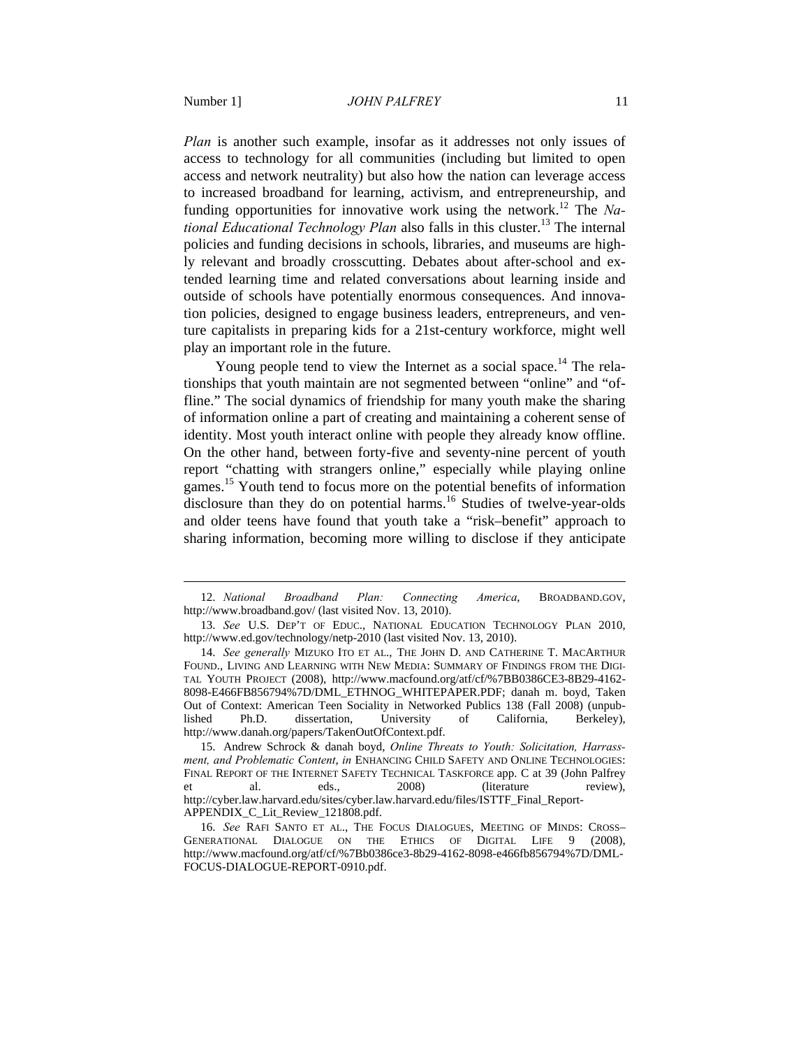*Plan* is another such example, insofar as it addresses not only issues of access to technology for all communities (including but limited to open access and network neutrality) but also how the nation can leverage access to increased broadband for learning, activism, and entrepreneurship, and funding opportunities for innovative work using the network.[12] The *National Educational Technology Plan* also falls in this cluster.[13] The internal policies and funding decisions in schools, libraries, and museums are highly relevant and broadly crosscutting. Debates about after-school and extended learning time and related conversations about learning inside and outside of schools have potentially enormous consequences. And innovation policies, designed to engage business leaders, entrepreneurs, and venture capitalists in preparing kids for a 21st-century workforce, might well play an important role in the future.

Young people tend to view the Internet as a social space.[14] The relationships that youth maintain are not segmented between "online" and "offline." The social dynamics of friendship for many youth make the sharing of information online a part of creating and maintaining a coherent sense of identity. Most youth interact online with people they already know offline. On the other hand, between forty-five and seventy-nine percent of youth report "chatting with strangers online," especially while playing online games.[15] Youth tend to focus more on the potential benefits of information disclosure than they do on potential harms.[16] Studies of twelve-year-olds and older teens have found that youth take a "risk–benefit" approach to sharing information, becoming more willing to disclose if they anticipate

---

12. *National Broadband Plan: Connecting America*, BROADBAND.GOV, http://www.broadband.gov/ (last visited Nov. 13, 2010).

13. *See* U.S. DEP'T OF EDUC., NATIONAL EDUCATION TECHNOLOGY PLAN 2010, http://www.ed.gov/technology/netp-2010 (last visited Nov. 13, 2010).

14. *See generally* MIZUKO ITO ET AL., THE JOHN D. AND CATHERINE T. MACARTHUR FOUND., LIVING AND LEARNING WITH NEW MEDIA: SUMMARY OF FINDINGS FROM THE DIGITAL YOUTH PROJECT (2008), http://www.macfound.org/atf/cf/%7BB0386CE3-8B29-4162-8098-E466FB856794%7D/DML_ETHNOG_WHITEPAPER.PDF; danah m. boyd, Taken Out of Context: American Teen Sociality in Networked Publics 138 (Fall 2008) (unpublished Ph.D. dissertation, University of California, Berkeley), http://www.danah.org/papers/TakenOutOfContext.pdf.

15. Andrew Schrock & danah boyd, *Online Threats to Youth: Solicitation, Harrassment, and Problematic Content*, *in* ENHANCING CHILD SAFETY AND ONLINE TECHNOLOGIES: FINAL REPORT OF THE INTERNET SAFETY TECHNICAL TASKFORCE app. C at 39 (John Palfrey et al. eds., 2008) (literature review), http://cyber.law.harvard.edu/sites/cyber.law.harvard.edu/files/ISTTF_Final_Report-APPENDIX_C_Lit_Review_121808.pdf.

16. *See* RAFI SANTO ET AL., THE FOCUS DIALOGUES, MEETING OF MINDS: CROSS–GENERATIONAL DIALOGUE ON THE ETHICS OF DIGITAL LIFE 9 (2008), http://www.macfound.org/atf/cf/%7Bb0386ce3-8b29-4162-8098-e466fb856794%7D/DML-FOCUS-DIALOGUE-REPORT-0910.pdf.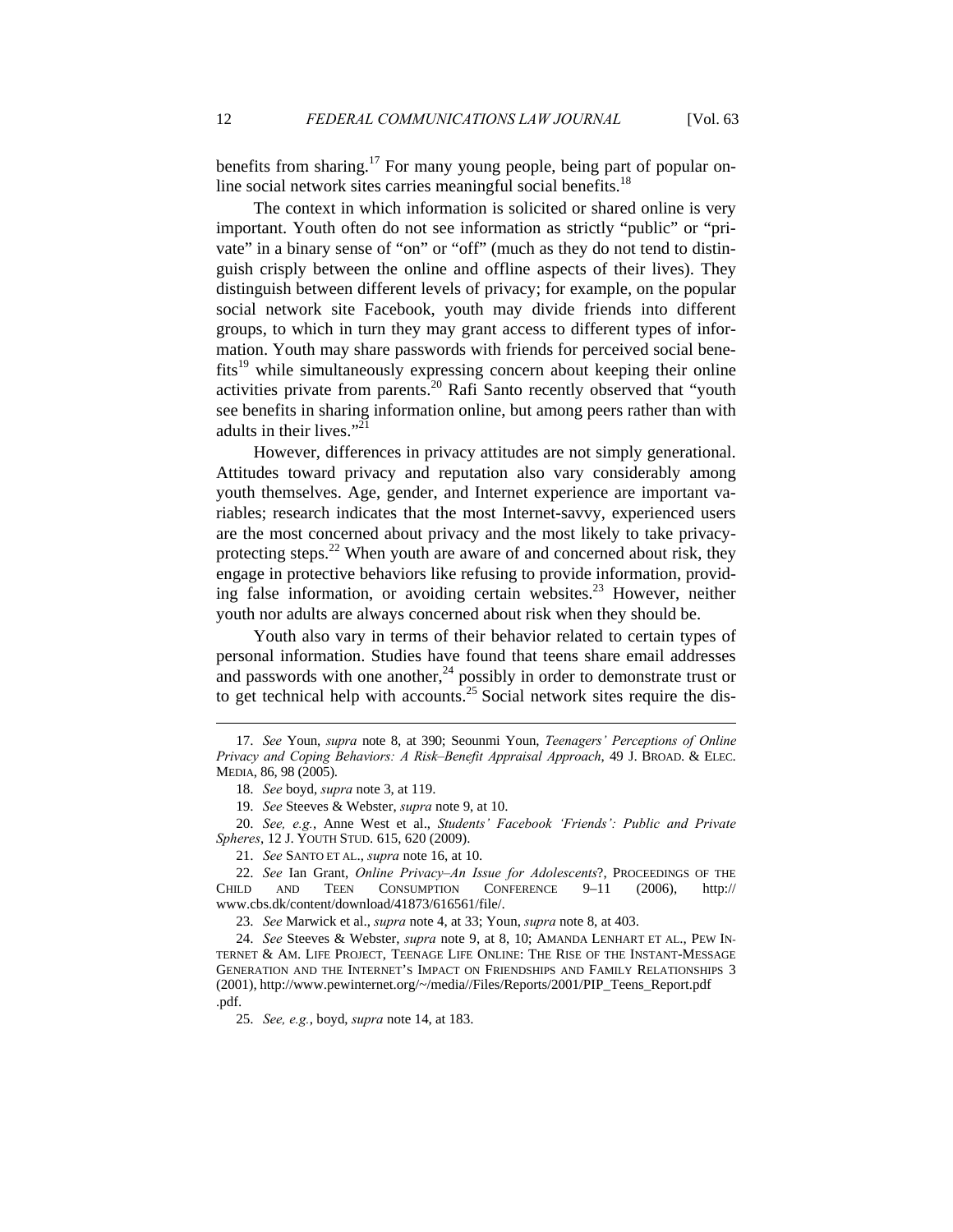benefits from sharing.[17] For many young people, being part of popular online social network sites carries meaningful social benefits.[18]

The context in which information is solicited or shared online is very important. Youth often do not see information as strictly "public" or "private" in a binary sense of "on" or "off" (much as they do not tend to distinguish crisply between the online and offline aspects of their lives). They distinguish between different levels of privacy; for example, on the popular social network site Facebook, youth may divide friends into different groups, to which in turn they may grant access to different types of information. Youth may share passwords with friends for perceived social benefits[19] while simultaneously expressing concern about keeping their online activities private from parents.[20] Rafi Santo recently observed that "youth see benefits in sharing information online, but among peers rather than with adults in their lives."[21]

However, differences in privacy attitudes are not simply generational. Attitudes toward privacy and reputation also vary considerably among youth themselves. Age, gender, and Internet experience are important variables; research indicates that the most Internet-savvy, experienced users are the most concerned about privacy and the most likely to take privacy-protecting steps.[22] When youth are aware of and concerned about risk, they engage in protective behaviors like refusing to provide information, providing false information, or avoiding certain websites.[23] However, neither youth nor adults are always concerned about risk when they should be.

Youth also vary in terms of their behavior related to certain types of personal information. Studies have found that teens share email addresses and passwords with one another,[24] possibly in order to demonstrate trust or to get technical help with accounts.[25] Social network sites require the dis-

---

17. *See* Youn, *supra* note 8, at 390; Seounmi Youn, *Teenagers' Perceptions of Online Privacy and Coping Behaviors: A Risk–Benefit Appraisal Approach*, 49 J. BROAD. & ELEC. MEDIA, 86, 98 (2005).

18. *See* boyd, *supra* note 3, at 119.

19. *See* Steeves & Webster, *supra* note 9, at 10.

20. *See, e.g.*, Anne West et al., *Students' Facebook 'Friends': Public and Private Spheres*, 12 J. YOUTH STUD. 615, 620 (2009).

21. *See* SANTO ET AL., *supra* note 16, at 10.

22. *See* Ian Grant, *Online Privacy–An Issue for Adolescents*?, PROCEEDINGS OF THE CHILD AND TEEN CONSUMPTION CONFERENCE 9–11 (2006), http://www.cbs.dk/content/download/41873/616561/file/.

23. *See* Marwick et al., *supra* note 4, at 33; Youn, *supra* note 8, at 403.

24. *See* Steeves & Webster, *supra* note 9, at 8, 10; AMANDA LENHART ET AL., PEW INTERNET & AM. LIFE PROJECT, TEENAGE LIFE ONLINE: THE RISE OF THE INSTANT-MESSAGE GENERATION AND THE INTERNET'S IMPACT ON FRIENDSHIPS AND FAMILY RELATIONSHIPS 3 (2001), http://www.pewinternet.org/~/media//Files/Reports/2001/PIP_Teens_Report.pdf.pdf.

25. *See, e.g.*, boyd, *supra* note 14, at 183.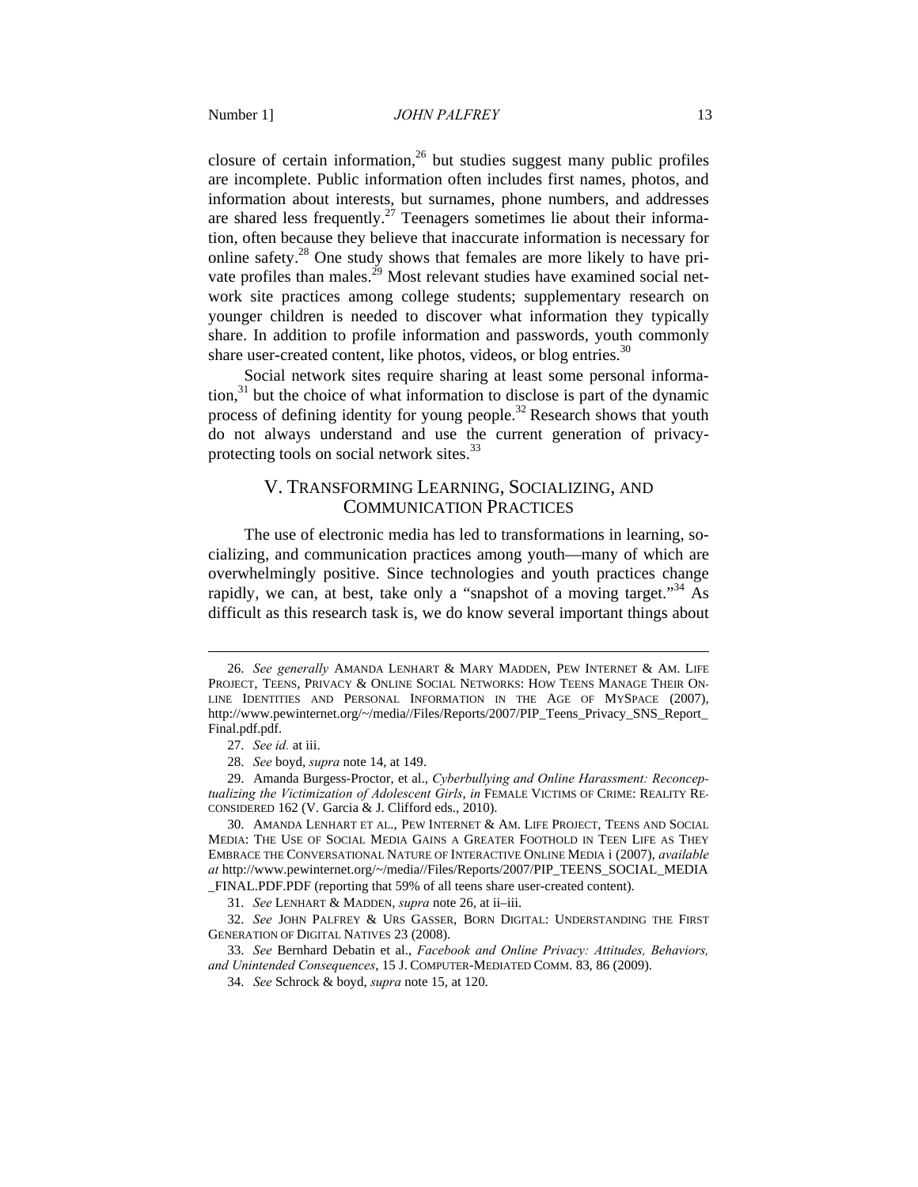closure of certain information,[26] but studies suggest many public profiles are incomplete. Public information often includes first names, photos, and information about interests, but surnames, phone numbers, and addresses are shared less frequently.[27] Teenagers sometimes lie about their information, often because they believe that inaccurate information is necessary for online safety.[28] One study shows that females are more likely to have private profiles than males.[29] Most relevant studies have examined social network site practices among college students; supplementary research on younger children is needed to discover what information they typically share. In addition to profile information and passwords, youth commonly share user-created content, like photos, videos, or blog entries.[30]

Social network sites require sharing at least some personal information,[31] but the choice of what information to disclose is part of the dynamic process of defining identity for young people.[32] Research shows that youth do not always understand and use the current generation of privacy-protecting tools on social network sites.[33]

## V. TRANSFORMING LEARNING, SOCIALIZING, AND COMMUNICATION PRACTICES

The use of electronic media has led to transformations in learning, socializing, and communication practices among youth—many of which are overwhelmingly positive. Since technologies and youth practices change rapidly, we can, at best, take only a "snapshot of a moving target."[34] As difficult as this research task is, we do know several important things about

---

26. *See generally* AMANDA LENHART & MARY MADDEN, PEW INTERNET & AM. LIFE PROJECT, TEENS, PRIVACY & ONLINE SOCIAL NETWORKS: HOW TEENS MANAGE THEIR ONLINE IDENTITIES AND PERSONAL INFORMATION IN THE AGE OF MYSPACE (2007), http://www.pewinternet.org/~/media//Files/Reports/2007/PIP_Teens_Privacy_SNS_Report_Final.pdf.pdf.

27. *See id.* at iii.

28. *See* boyd, *supra* note 14, at 149.

29. Amanda Burgess-Proctor, et al., *Cyberbullying and Online Harassment: Reconceptualizing the Victimization of Adolescent Girls*, *in* FEMALE VICTIMS OF CRIME: REALITY RECONSIDERED 162 (V. Garcia & J. Clifford eds., 2010).

30. AMANDA LENHART ET AL., PEW INTERNET & AM. LIFE PROJECT, TEENS AND SOCIAL MEDIA: THE USE OF SOCIAL MEDIA GAINS A GREATER FOOTHOLD IN TEEN LIFE AS THEY EMBRACE THE CONVERSATIONAL NATURE OF INTERACTIVE ONLINE MEDIA i (2007), *available at* http://www.pewinternet.org/~/media//Files/Reports/2007/PIP_TEENS_SOCIAL_MEDIA_FINAL.PDF.PDF (reporting that 59% of all teens share user-created content).

31. *See* LENHART & MADDEN, *supra* note 26, at ii–iii.

32. *See* JOHN PALFREY & URS GASSER, BORN DIGITAL: UNDERSTANDING THE FIRST GENERATION OF DIGITAL NATIVES 23 (2008).

33. *See* Bernhard Debatin et al., *Facebook and Online Privacy: Attitudes, Behaviors, and Unintended Consequences*, 15 J. COMPUTER-MEDIATED COMM. 83, 86 (2009).

34. *See* Schrock & boyd, *supra* note 15, at 120.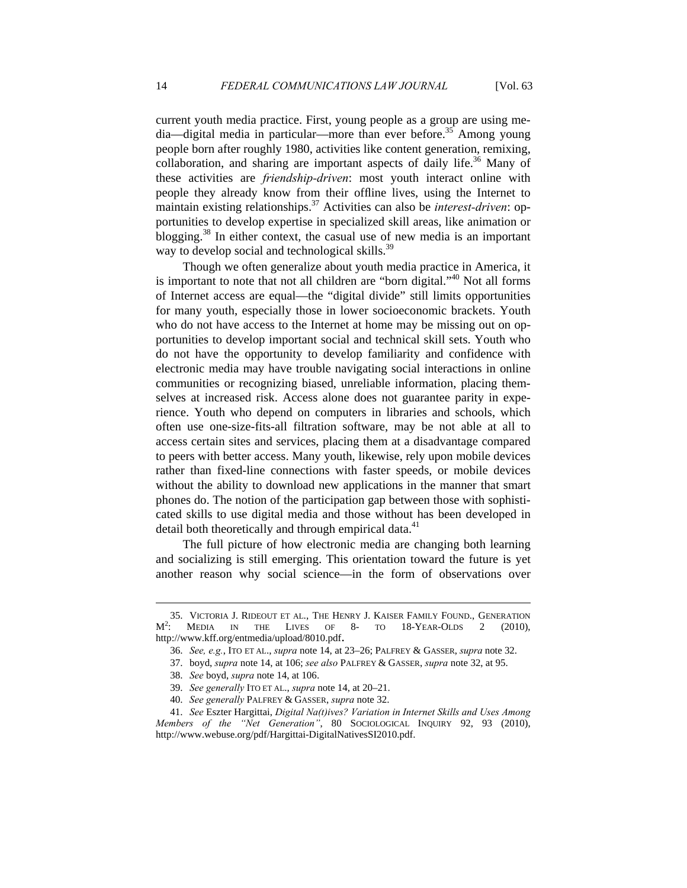current youth media practice. First, young people as a group are using media—digital media in particular—more than ever before.[35] Among young people born after roughly 1980, activities like content generation, remixing, collaboration, and sharing are important aspects of daily life.[36] Many of these activities are *friendship-driven*: most youth interact online with people they already know from their offline lives, using the Internet to maintain existing relationships.[37] Activities can also be *interest-driven*: opportunities to develop expertise in specialized skill areas, like animation or blogging.[38] In either context, the casual use of new media is an important way to develop social and technological skills.[39]

Though we often generalize about youth media practice in America, it is important to note that not all children are "born digital."[40] Not all forms of Internet access are equal—the "digital divide" still limits opportunities for many youth, especially those in lower socioeconomic brackets. Youth who do not have access to the Internet at home may be missing out on opportunities to develop important social and technical skill sets. Youth who do not have the opportunity to develop familiarity and confidence with electronic media may have trouble navigating social interactions in online communities or recognizing biased, unreliable information, placing themselves at increased risk. Access alone does not guarantee parity in experience. Youth who depend on computers in libraries and schools, which often use one-size-fits-all filtration software, may be not able at all to access certain sites and services, placing them at a disadvantage compared to peers with better access. Many youth, likewise, rely upon mobile devices rather than fixed-line connections with faster speeds, or mobile devices without the ability to download new applications in the manner that smart phones do. The notion of the participation gap between those with sophisticated skills to use digital media and those without has been developed in detail both theoretically and through empirical data.[41]

The full picture of how electronic media are changing both learning and socializing is still emerging. This orientation toward the future is yet another reason why social science—in the form of observations over

---

35. VICTORIA J. RIDEOUT ET AL., THE HENRY J. KAISER FAMILY FOUND., GENERATION $M^2$: MEDIA IN THE LIVES OF 8- TO 18-YEAR-OLDS 2 (2010), http://www.kff.org/entmedia/upload/8010.pdf.

36. *See, e.g.*, ITO ET AL., *supra* note 14, at 23–26; PALFREY & GASSER, *supra* note 32.

37. boyd, *supra* note 14, at 106; *see also* PALFREY & GASSER, *supra* note 32, at 95.

38. *See* boyd, *supra* note 14, at 106.

39. *See generally* ITO ET AL., *supra* note 14, at 20–21.

40. *See generally* PALFREY & GASSER, *supra* note 32.

41. *See* Eszter Hargittai, *Digital Na(t)ives? Variation in Internet Skills and Uses Among Members of the "Net Generation"*, 80 SOCIOLOGICAL INQUIRY 92, 93 (2010), http://www.webuse.org/pdf/Hargittai-DigitalNativesSI2010.pdf.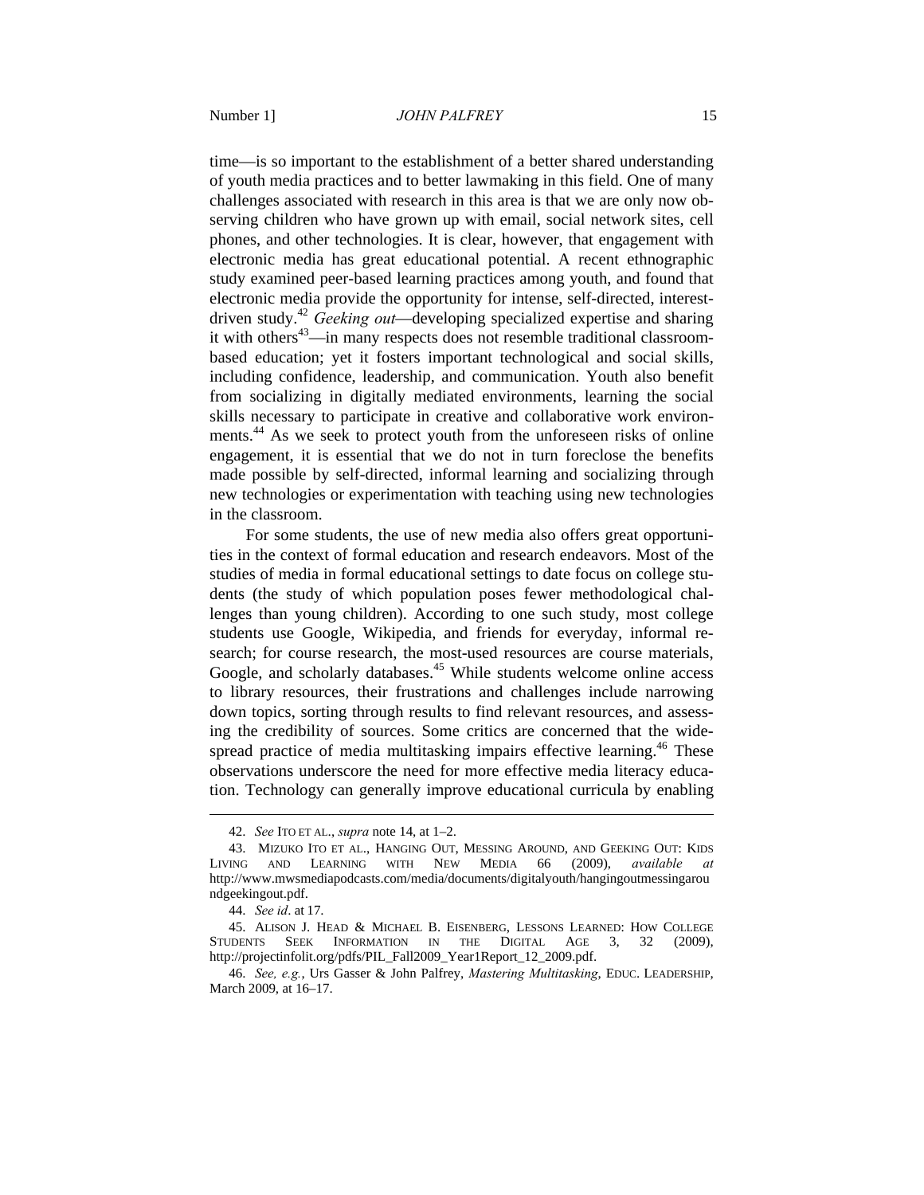time—is so important to the establishment of a better shared understanding of youth media practices and to better lawmaking in this field. One of many challenges associated with research in this area is that we are only now observing children who have grown up with email, social network sites, cell phones, and other technologies. It is clear, however, that engagement with electronic media has great educational potential. A recent ethnographic study examined peer-based learning practices among youth, and found that electronic media provide the opportunity for intense, self-directed, interest-driven study.[42] *Geeking out*—developing specialized expertise and sharing it with others[43]—in many respects does not resemble traditional classroom-based education; yet it fosters important technological and social skills, including confidence, leadership, and communication. Youth also benefit from socializing in digitally mediated environments, learning the social skills necessary to participate in creative and collaborative work environments.[44] As we seek to protect youth from the unforeseen risks of online engagement, it is essential that we do not in turn foreclose the benefits made possible by self-directed, informal learning and socializing through new technologies or experimentation with teaching using new technologies in the classroom.

For some students, the use of new media also offers great opportunities in the context of formal education and research endeavors. Most of the studies of media in formal educational settings to date focus on college students (the study of which population poses fewer methodological challenges than young children). According to one such study, most college students use Google, Wikipedia, and friends for everyday, informal research; for course research, the most-used resources are course materials, Google, and scholarly databases.[45] While students welcome online access to library resources, their frustrations and challenges include narrowing down topics, sorting through results to find relevant resources, and assessing the credibility of sources. Some critics are concerned that the widespread practice of media multitasking impairs effective learning.[46] These observations underscore the need for more effective media literacy education. Technology can generally improve educational curricula by enabling

---

42. *See* ITO ET AL., *supra* note 14, at 1–2.

43. MIZUKO ITO ET AL., HANGING OUT, MESSING AROUND, AND GEEKING OUT: KIDS LIVING AND LEARNING WITH NEW MEDIA 66 (2009), *available at* http://www.mwsmediapodcasts.com/media/documents/digitalyouth/hangingoutmessingaroundgeekingout.pdf.

44. *See id*. at 17.

45. ALISON J. HEAD & MICHAEL B. EISENBERG, LESSONS LEARNED: HOW COLLEGE STUDENTS SEEK INFORMATION IN THE DIGITAL AGE 3, 32 (2009), http://projectinfolit.org/pdfs/PIL_Fall2009_Year1Report_12_2009.pdf.

46. *See, e.g.*, Urs Gasser & John Palfrey, *Mastering Multitasking*, EDUC. LEADERSHIP, March 2009, at 16–17.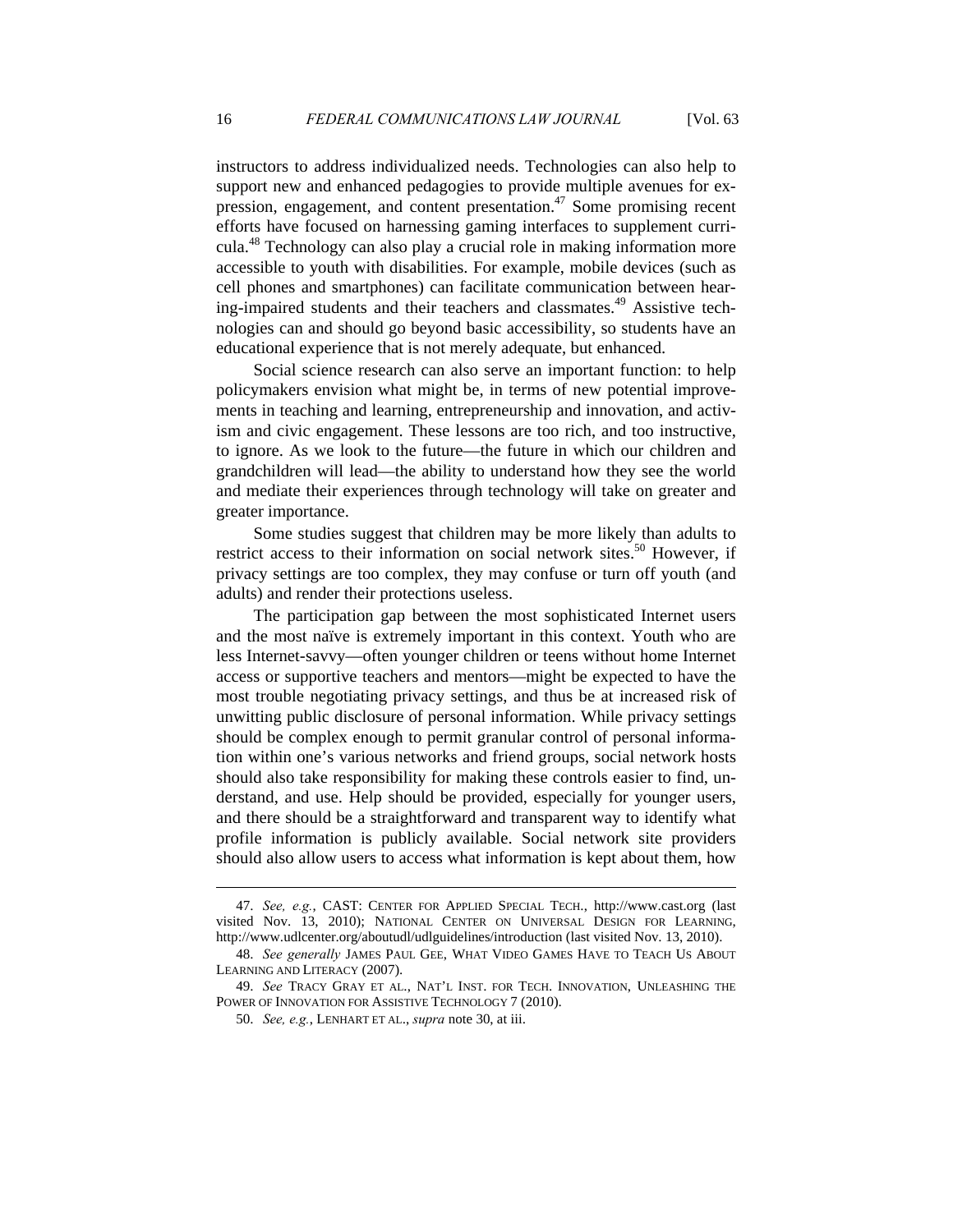instructors to address individualized needs. Technologies can also help to support new and enhanced pedagogies to provide multiple avenues for expression, engagement, and content presentation.[47] Some promising recent efforts have focused on harnessing gaming interfaces to supplement curricula.[48] Technology can also play a crucial role in making information more accessible to youth with disabilities. For example, mobile devices (such as cell phones and smartphones) can facilitate communication between hearing-impaired students and their teachers and classmates.[49] Assistive technologies can and should go beyond basic accessibility, so students have an educational experience that is not merely adequate, but enhanced.

Social science research can also serve an important function: to help policymakers envision what might be, in terms of new potential improvements in teaching and learning, entrepreneurship and innovation, and activism and civic engagement. These lessons are too rich, and too instructive, to ignore. As we look to the future—the future in which our children and grandchildren will lead—the ability to understand how they see the world and mediate their experiences through technology will take on greater and greater importance.

Some studies suggest that children may be more likely than adults to restrict access to their information on social network sites.[50] However, if privacy settings are too complex, they may confuse or turn off youth (and adults) and render their protections useless.

The participation gap between the most sophisticated Internet users and the most naïve is extremely important in this context. Youth who are less Internet-savvy—often younger children or teens without home Internet access or supportive teachers and mentors—might be expected to have the most trouble negotiating privacy settings, and thus be at increased risk of unwitting public disclosure of personal information. While privacy settings should be complex enough to permit granular control of personal information within one's various networks and friend groups, social network hosts should also take responsibility for making these controls easier to find, understand, and use. Help should be provided, especially for younger users, and there should be a straightforward and transparent way to identify what profile information is publicly available. Social network site providers should also allow users to access what information is kept about them, how

---

47. *See, e.g.*, CAST: CENTER FOR APPLIED SPECIAL TECH., http://www.cast.org (last visited Nov. 13, 2010); NATIONAL CENTER ON UNIVERSAL DESIGN FOR LEARNING, http://www.udlcenter.org/aboutudl/udlguidelines/introduction (last visited Nov. 13, 2010).

48. *See generally* JAMES PAUL GEE, WHAT VIDEO GAMES HAVE TO TEACH US ABOUT LEARNING AND LITERACY (2007).

49. *See* TRACY GRAY ET AL., NAT'L INST. FOR TECH. INNOVATION, UNLEASHING THE POWER OF INNOVATION FOR ASSISTIVE TECHNOLOGY 7 (2010).

50. *See, e.g.*, LENHART ET AL., *supra* note 30, at iii.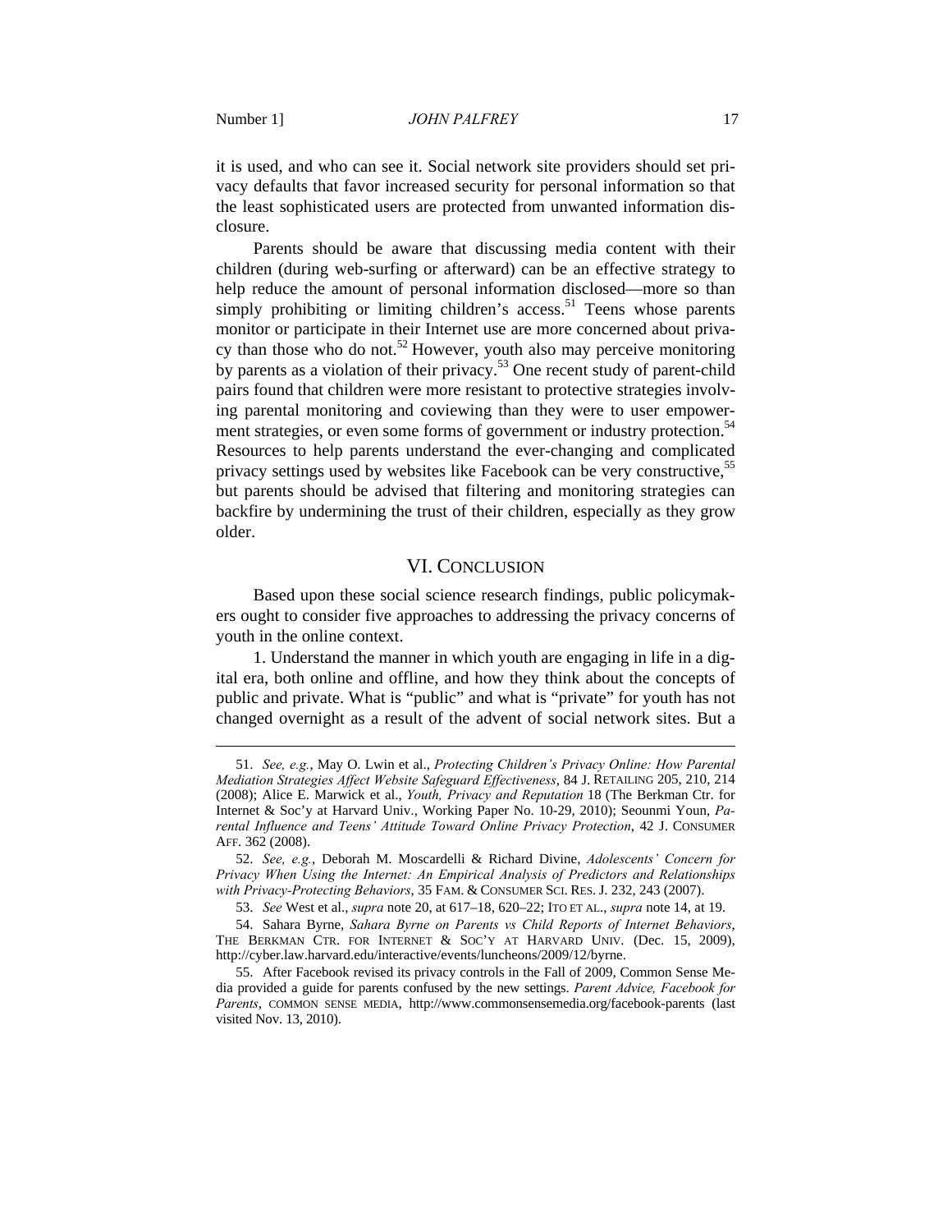it is used, and who can see it. Social network site providers should set privacy defaults that favor increased security for personal information so that the least sophisticated users are protected from unwanted information disclosure.

Parents should be aware that discussing media content with their children (during web-surfing or afterward) can be an effective strategy to help reduce the amount of personal information disclosed—more so than simply prohibiting or limiting children's access.[51] Teens whose parents monitor or participate in their Internet use are more concerned about privacy than those who do not.[52] However, youth also may perceive monitoring by parents as a violation of their privacy.[53] One recent study of parent-child pairs found that children were more resistant to protective strategies involving parental monitoring and coviewing than they were to user empowerment strategies, or even some forms of government or industry protection.[54] Resources to help parents understand the ever-changing and complicated privacy settings used by websites like Facebook can be very constructive,[55] but parents should be advised that filtering and monitoring strategies can backfire by undermining the trust of their children, especially as they grow older.

## VI. CONCLUSION

Based upon these social science research findings, public policymakers ought to consider five approaches to addressing the privacy concerns of youth in the online context.

1. Understand the manner in which youth are engaging in life in a digital era, both online and offline, and how they think about the concepts of public and private. What is "public" and what is "private" for youth has not changed overnight as a result of the advent of social network sites. But a

---

51. *See, e.g.*, May O. Lwin et al., *Protecting Children's Privacy Online: How Parental Mediation Strategies Affect Website Safeguard Effectiveness*, 84 J. RETAILING 205, 210, 214 (2008); Alice E. Marwick et al., *Youth, Privacy and Reputation* 18 (The Berkman Ctr. for Internet & Soc'y at Harvard Univ., Working Paper No. 10-29, 2010); Seounmi Youn, *Parental Influence and Teens' Attitude Toward Online Privacy Protection*, 42 J. CONSUMER AFF. 362 (2008).

52. *See, e.g.*, Deborah M. Moscardelli & Richard Divine, *Adolescents' Concern for Privacy When Using the Internet: An Empirical Analysis of Predictors and Relationships with Privacy-Protecting Behaviors*, 35 FAM. & CONSUMER SCI. RES. J. 232, 243 (2007).

53. *See* West et al., *supra* note 20, at 617–18, 620–22; ITO ET AL., *supra* note 14, at 19.

54. Sahara Byrne, *Sahara Byrne on Parents vs Child Reports of Internet Behaviors*, THE BERKMAN CTR. FOR INTERNET & SOC'Y AT HARVARD UNIV. (Dec. 15, 2009), http://cyber.law.harvard.edu/interactive/events/luncheons/2009/12/byrne.

55. After Facebook revised its privacy controls in the Fall of 2009, Common Sense Media provided a guide for parents confused by the new settings. *Parent Advice, Facebook for Parents*, COMMON SENSE MEDIA, http://www.commonsensemedia.org/facebook-parents (last visited Nov. 13, 2010).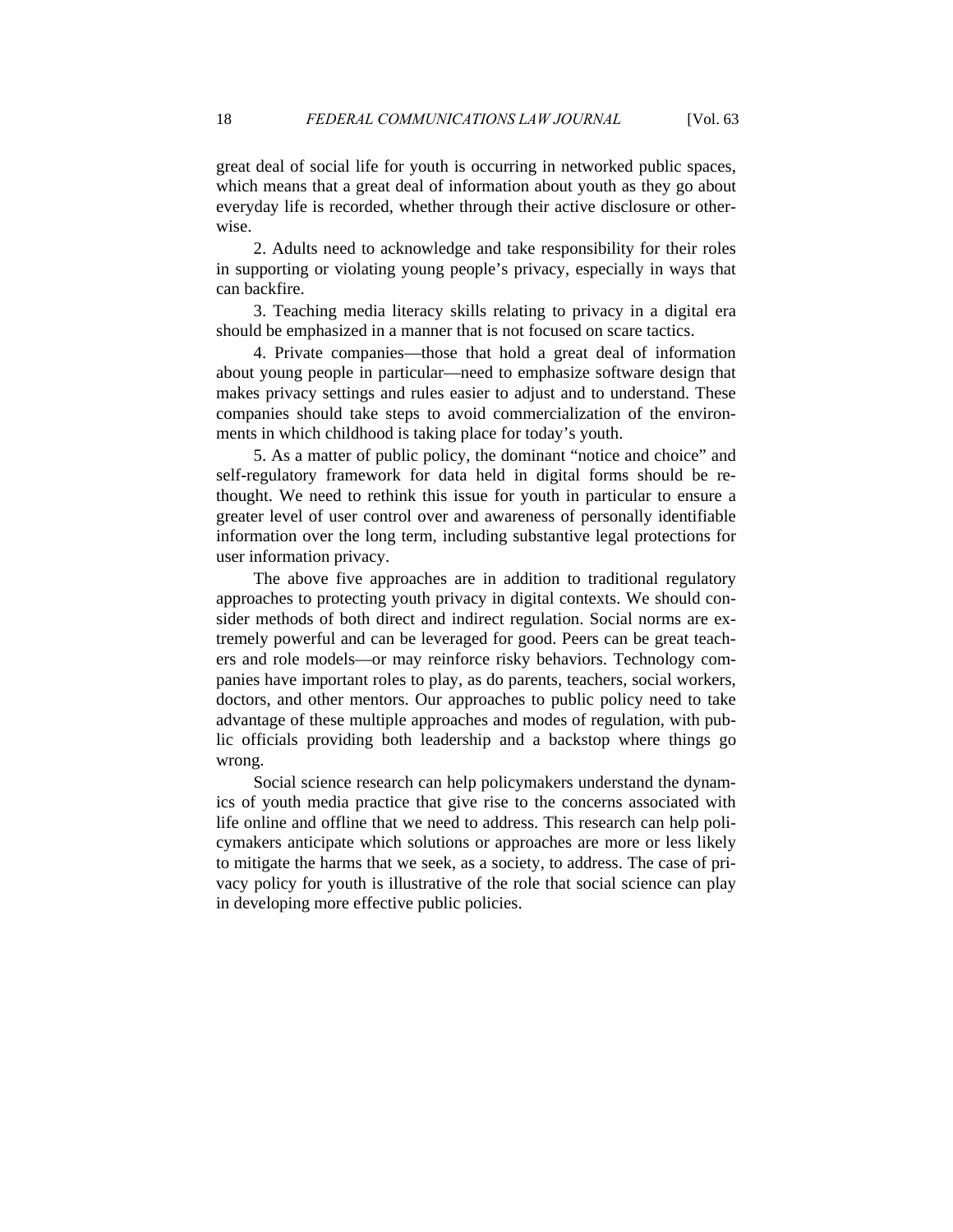great deal of social life for youth is occurring in networked public spaces, which means that a great deal of information about youth as they go about everyday life is recorded, whether through their active disclosure or otherwise.

2. Adults need to acknowledge and take responsibility for their roles in supporting or violating young people's privacy, especially in ways that can backfire.

3. Teaching media literacy skills relating to privacy in a digital era should be emphasized in a manner that is not focused on scare tactics.

4. Private companies—those that hold a great deal of information about young people in particular—need to emphasize software design that makes privacy settings and rules easier to adjust and to understand. These companies should take steps to avoid commercialization of the environments in which childhood is taking place for today's youth.

5. As a matter of public policy, the dominant "notice and choice" and self-regulatory framework for data held in digital forms should be rethought. We need to rethink this issue for youth in particular to ensure a greater level of user control over and awareness of personally identifiable information over the long term, including substantive legal protections for user information privacy.

The above five approaches are in addition to traditional regulatory approaches to protecting youth privacy in digital contexts. We should consider methods of both direct and indirect regulation. Social norms are extremely powerful and can be leveraged for good. Peers can be great teachers and role models—or may reinforce risky behaviors. Technology companies have important roles to play, as do parents, teachers, social workers, doctors, and other mentors. Our approaches to public policy need to take advantage of these multiple approaches and modes of regulation, with public officials providing both leadership and a backstop where things go wrong.

Social science research can help policymakers understand the dynamics of youth media practice that give rise to the concerns associated with life online and offline that we need to address. This research can help policymakers anticipate which solutions or approaches are more or less likely to mitigate the harms that we seek, as a society, to address. The case of privacy policy for youth is illustrative of the role that social science can play in developing more effective public policies.